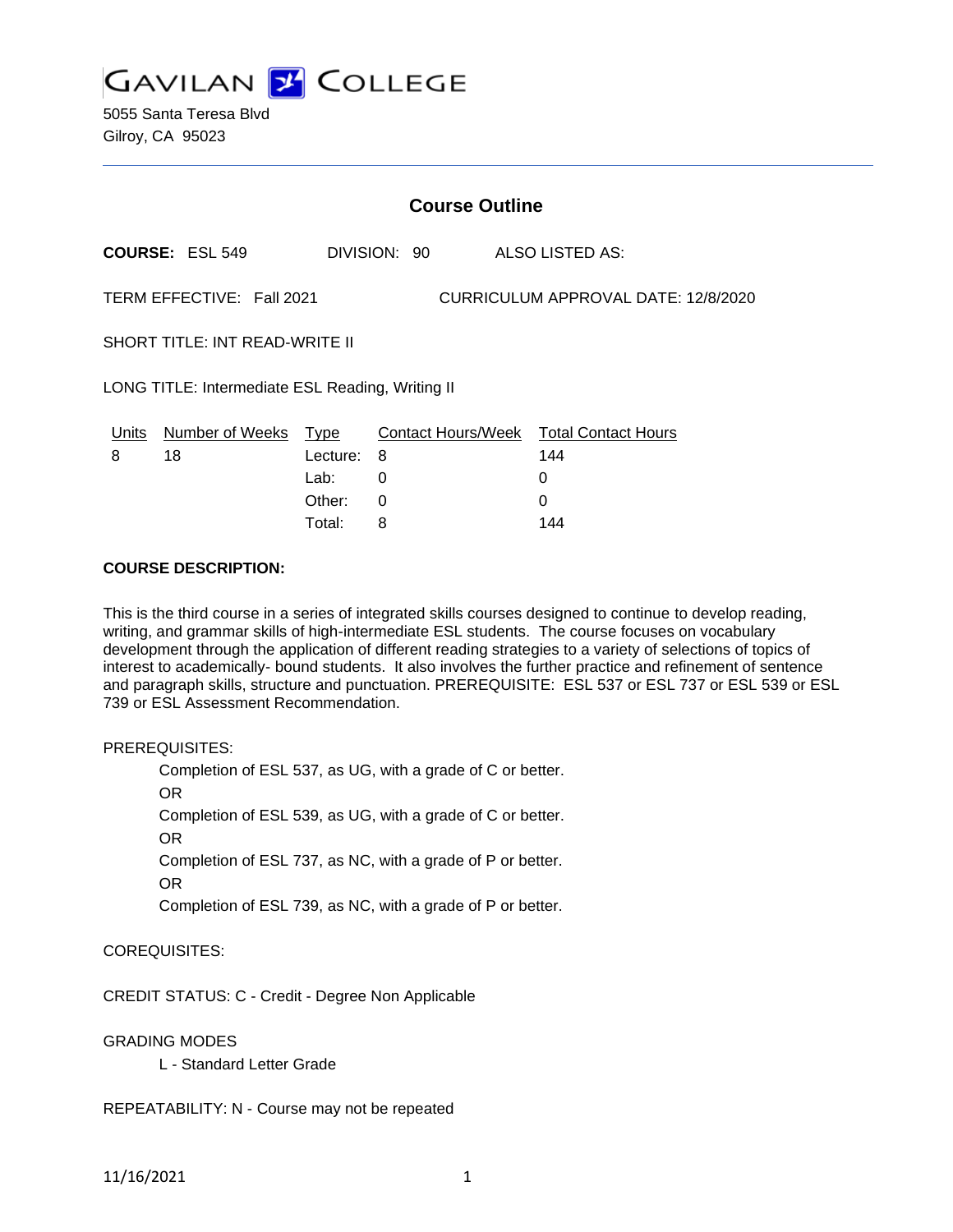# GAVILAN COLLEGE

5055 Santa Teresa Blvd
Gilroy, CA 95023

---

## Course Outline

**COURSE:** ESL 549 DIVISION: 90 ALSO LISTED AS:

TERM EFFECTIVE: Fall 2021 CURRICULUM APPROVAL DATE: 12/8/2020

SHORT TITLE: INT READ-WRITE II

LONG TITLE: Intermediate ESL Reading, Writing II

| Units | Number of Weeks | Type | Contact Hours/Week | Total Contact Hours |
|---|---|---|---|---|
| 8 | 18 | Lecture: | 8 | 144 |
| | | Lab: | 0 | 0 |
| | | Other: | 0 | 0 |
| | | Total: | 8 | 144 |

**COURSE DESCRIPTION:**

This is the third course in a series of integrated skills courses designed to continue to develop reading, writing, and grammar skills of high-intermediate ESL students. The course focuses on vocabulary development through the application of different reading strategies to a variety of selections of topics of interest to academically- bound students. It also involves the further practice and refinement of sentence and paragraph skills, structure and punctuation. PREREQUISITE: ESL 537 or ESL 737 or ESL 539 or ESL 739 or ESL Assessment Recommendation.

PREREQUISITES:

Completion of ESL 537, as UG, with a grade of C or better.
OR
Completion of ESL 539, as UG, with a grade of C or better.
OR
Completion of ESL 737, as NC, with a grade of P or better.
OR
Completion of ESL 739, as NC, with a grade of P or better.

COREQUISITES:

CREDIT STATUS: C - Credit - Degree Non Applicable

GRADING MODES

L - Standard Letter Grade

REPEATABILITY: N - Course may not be repeated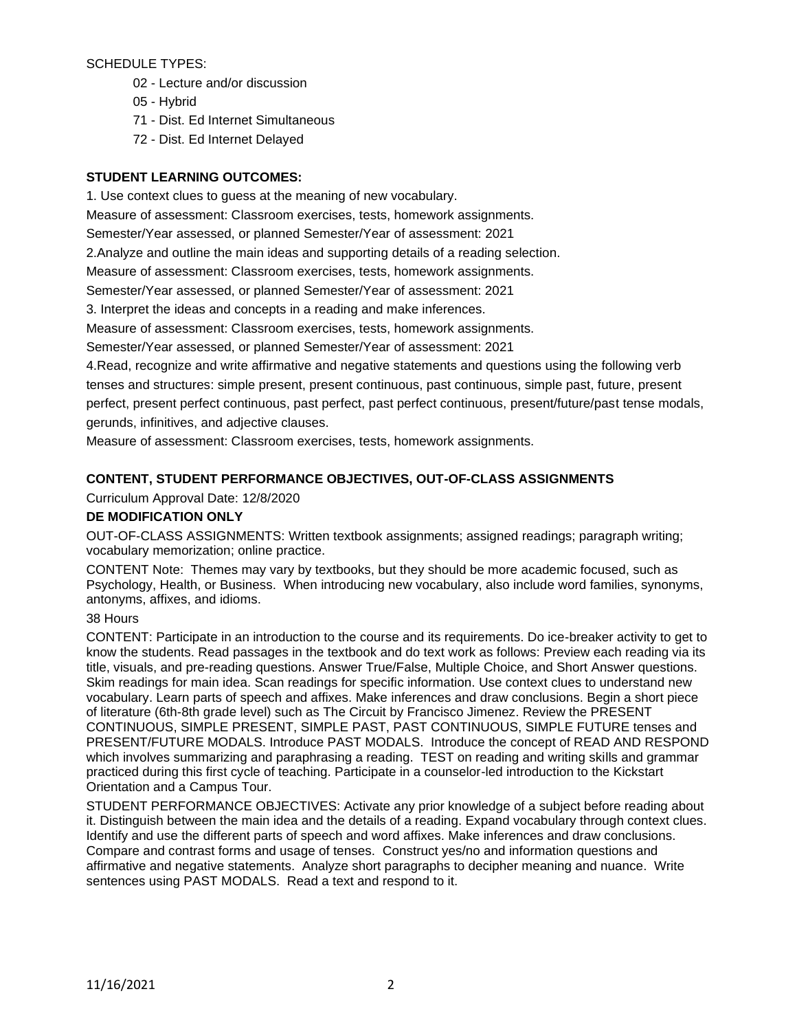SCHEDULE TYPES:

- 02 - Lecture and/or discussion
- 05 - Hybrid
- 71 - Dist. Ed Internet Simultaneous
- 72 - Dist. Ed Internet Delayed

## STUDENT LEARNING OUTCOMES:

1. Use context clues to guess at the meaning of new vocabulary.
Measure of assessment: Classroom exercises, tests, homework assignments.
Semester/Year assessed, or planned Semester/Year of assessment: 2021

2.Analyze and outline the main ideas and supporting details of a reading selection.
Measure of assessment: Classroom exercises, tests, homework assignments.
Semester/Year assessed, or planned Semester/Year of assessment: 2021

3. Interpret the ideas and concepts in a reading and make inferences.
Measure of assessment: Classroom exercises, tests, homework assignments.
Semester/Year assessed, or planned Semester/Year of assessment: 2021

4.Read, recognize and write affirmative and negative statements and questions using the following verb tenses and structures: simple present, present continuous, past continuous, simple past, future, present perfect, present perfect continuous, past perfect, past perfect continuous, present/future/past tense modals, gerunds, infinitives, and adjective clauses.
Measure of assessment: Classroom exercises, tests, homework assignments.

## CONTENT, STUDENT PERFORMANCE OBJECTIVES, OUT-OF-CLASS ASSIGNMENTS

Curriculum Approval Date: 12/8/2020

**DE MODIFICATION ONLY**

OUT-OF-CLASS ASSIGNMENTS: Written textbook assignments; assigned readings; paragraph writing; vocabulary memorization; online practice.

CONTENT Note: Themes may vary by textbooks, but they should be more academic focused, such as Psychology, Health, or Business. When introducing new vocabulary, also include word families, synonyms, antonyms, affixes, and idioms.

38 Hours

CONTENT: Participate in an introduction to the course and its requirements. Do ice-breaker activity to get to know the students. Read passages in the textbook and do text work as follows: Preview each reading via its title, visuals, and pre-reading questions. Answer True/False, Multiple Choice, and Short Answer questions. Skim readings for main idea. Scan readings for specific information. Use context clues to understand new vocabulary. Learn parts of speech and affixes. Make inferences and draw conclusions. Begin a short piece of literature (6th-8th grade level) such as The Circuit by Francisco Jimenez. Review the PRESENT CONTINUOUS, SIMPLE PRESENT, SIMPLE PAST, PAST CONTINUOUS, SIMPLE FUTURE tenses and PRESENT/FUTURE MODALS. Introduce PAST MODALS. Introduce the concept of READ AND RESPOND which involves summarizing and paraphrasing a reading. TEST on reading and writing skills and grammar practiced during this first cycle of teaching. Participate in a counselor-led introduction to the Kickstart Orientation and a Campus Tour.

STUDENT PERFORMANCE OBJECTIVES: Activate any prior knowledge of a subject before reading about it. Distinguish between the main idea and the details of a reading. Expand vocabulary through context clues. Identify and use the different parts of speech and word affixes. Make inferences and draw conclusions. Compare and contrast forms and usage of tenses. Construct yes/no and information questions and affirmative and negative statements. Analyze short paragraphs to decipher meaning and nuance. Write sentences using PAST MODALS. Read a text and respond to it.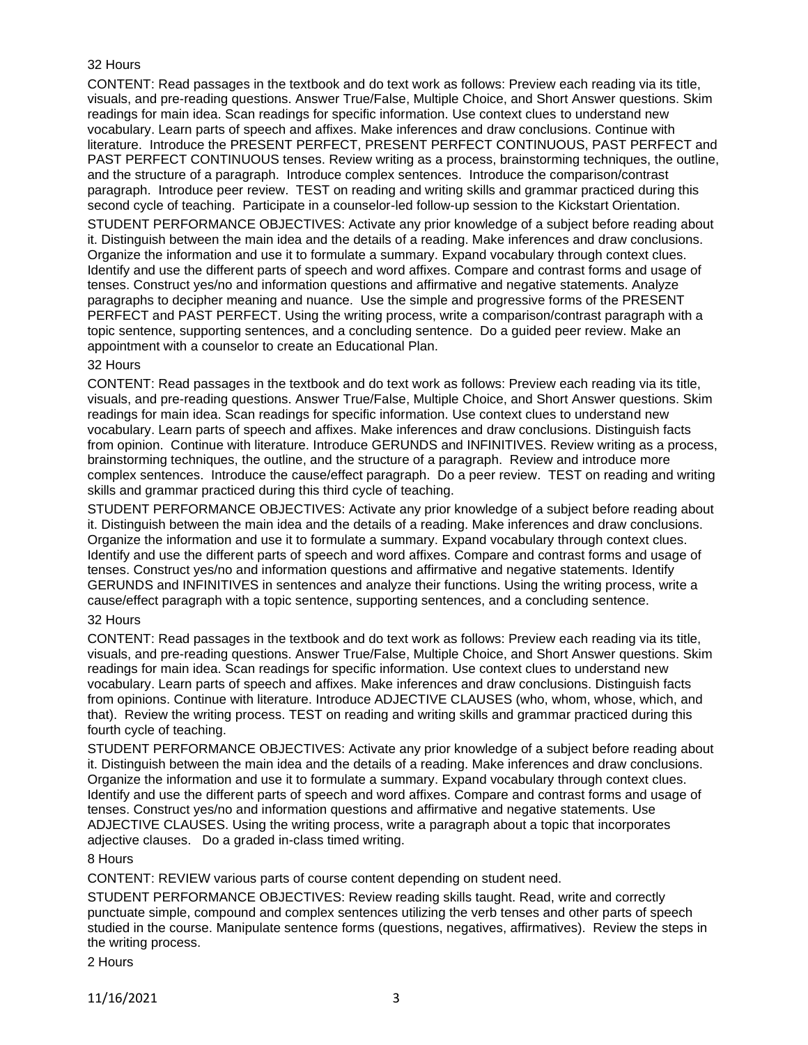32 Hours

CONTENT: Read passages in the textbook and do text work as follows: Preview each reading via its title, visuals, and pre-reading questions. Answer True/False, Multiple Choice, and Short Answer questions. Skim readings for main idea. Scan readings for specific information. Use context clues to understand new vocabulary. Learn parts of speech and affixes. Make inferences and draw conclusions. Continue with literature. Introduce the PRESENT PERFECT, PRESENT PERFECT CONTINUOUS, PAST PERFECT and PAST PERFECT CONTINUOUS tenses. Review writing as a process, brainstorming techniques, the outline, and the structure of a paragraph. Introduce complex sentences. Introduce the comparison/contrast paragraph. Introduce peer review. TEST on reading and writing skills and grammar practiced during this second cycle of teaching. Participate in a counselor-led follow-up session to the Kickstart Orientation.

STUDENT PERFORMANCE OBJECTIVES: Activate any prior knowledge of a subject before reading about it. Distinguish between the main idea and the details of a reading. Make inferences and draw conclusions. Organize the information and use it to formulate a summary. Expand vocabulary through context clues. Identify and use the different parts of speech and word affixes. Compare and contrast forms and usage of tenses. Construct yes/no and information questions and affirmative and negative statements. Analyze paragraphs to decipher meaning and nuance. Use the simple and progressive forms of the PRESENT PERFECT and PAST PERFECT. Using the writing process, write a comparison/contrast paragraph with a topic sentence, supporting sentences, and a concluding sentence. Do a guided peer review. Make an appointment with a counselor to create an Educational Plan.

32 Hours

CONTENT: Read passages in the textbook and do text work as follows: Preview each reading via its title, visuals, and pre-reading questions. Answer True/False, Multiple Choice, and Short Answer questions. Skim readings for main idea. Scan readings for specific information. Use context clues to understand new vocabulary. Learn parts of speech and affixes. Make inferences and draw conclusions. Distinguish facts from opinion. Continue with literature. Introduce GERUNDS and INFINITIVES. Review writing as a process, brainstorming techniques, the outline, and the structure of a paragraph. Review and introduce more complex sentences. Introduce the cause/effect paragraph. Do a peer review. TEST on reading and writing skills and grammar practiced during this third cycle of teaching.

STUDENT PERFORMANCE OBJECTIVES: Activate any prior knowledge of a subject before reading about it. Distinguish between the main idea and the details of a reading. Make inferences and draw conclusions. Organize the information and use it to formulate a summary. Expand vocabulary through context clues. Identify and use the different parts of speech and word affixes. Compare and contrast forms and usage of tenses. Construct yes/no and information questions and affirmative and negative statements. Identify GERUNDS and INFINITIVES in sentences and analyze their functions. Using the writing process, write a cause/effect paragraph with a topic sentence, supporting sentences, and a concluding sentence.

32 Hours

CONTENT: Read passages in the textbook and do text work as follows: Preview each reading via its title, visuals, and pre-reading questions. Answer True/False, Multiple Choice, and Short Answer questions. Skim readings for main idea. Scan readings for specific information. Use context clues to understand new vocabulary. Learn parts of speech and affixes. Make inferences and draw conclusions. Distinguish facts from opinions. Continue with literature. Introduce ADJECTIVE CLAUSES (who, whom, whose, which, and that). Review the writing process. TEST on reading and writing skills and grammar practiced during this fourth cycle of teaching.

STUDENT PERFORMANCE OBJECTIVES: Activate any prior knowledge of a subject before reading about it. Distinguish between the main idea and the details of a reading. Make inferences and draw conclusions. Organize the information and use it to formulate a summary. Expand vocabulary through context clues. Identify and use the different parts of speech and word affixes. Compare and contrast forms and usage of tenses. Construct yes/no and information questions and affirmative and negative statements. Use ADJECTIVE CLAUSES. Using the writing process, write a paragraph about a topic that incorporates adjective clauses. Do a graded in-class timed writing.

8 Hours

CONTENT: REVIEW various parts of course content depending on student need.

STUDENT PERFORMANCE OBJECTIVES: Review reading skills taught. Read, write and correctly punctuate simple, compound and complex sentences utilizing the verb tenses and other parts of speech studied in the course. Manipulate sentence forms (questions, negatives, affirmatives). Review the steps in the writing process.

2 Hours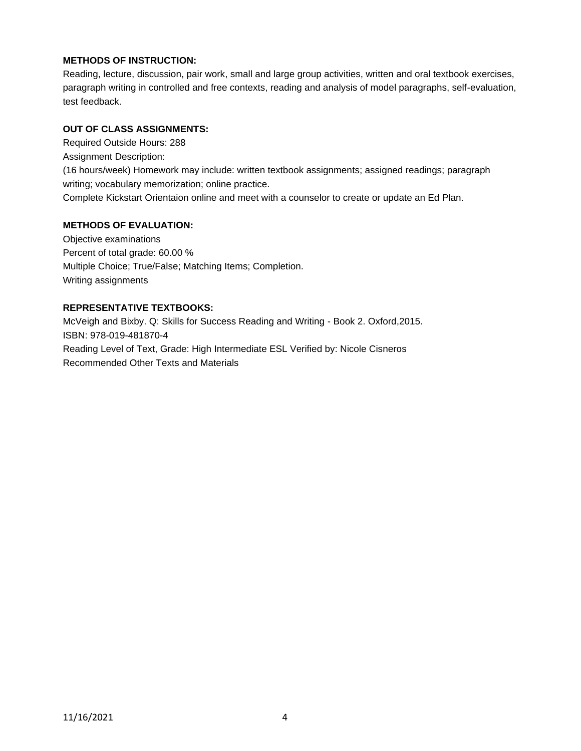**METHODS OF INSTRUCTION:**

Reading, lecture, discussion, pair work, small and large group activities, written and oral textbook exercises, paragraph writing in controlled and free contexts, reading and analysis of model paragraphs, self-evaluation, test feedback.

**OUT OF CLASS ASSIGNMENTS:**

Required Outside Hours: 288

Assignment Description:

(16 hours/week) Homework may include: written textbook assignments; assigned readings; paragraph writing; vocabulary memorization; online practice.

Complete Kickstart Orientaion online and meet with a counselor to create or update an Ed Plan.

**METHODS OF EVALUATION:**

Objective examinations

Percent of total grade: 60.00 %

Multiple Choice; True/False; Matching Items; Completion.

Writing assignments

**REPRESENTATIVE TEXTBOOKS:**

McVeigh and Bixby. Q: Skills for Success Reading and Writing - Book 2. Oxford,2015.

ISBN: 978-019-481870-4

Reading Level of Text, Grade: High Intermediate ESL Verified by: Nicole Cisneros

Recommended Other Texts and Materials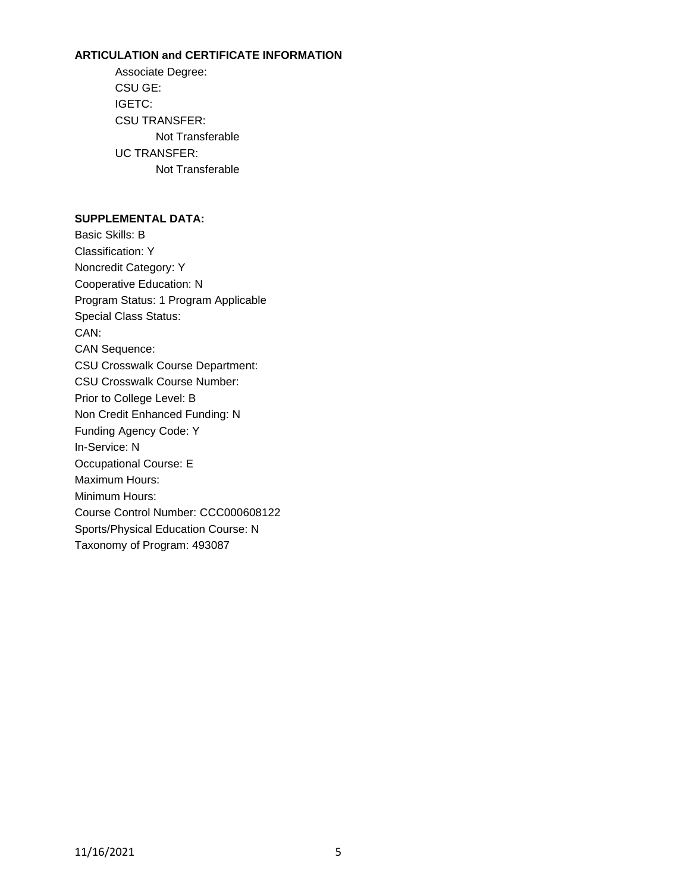**ARTICULATION and CERTIFICATE INFORMATION**

Associate Degree:
CSU GE:
IGETC:
CSU TRANSFER:
Not Transferable
UC TRANSFER:
Not Transferable

**SUPPLEMENTAL DATA:**

Basic Skills: B
Classification: Y
Noncredit Category: Y
Cooperative Education: N
Program Status: 1 Program Applicable
Special Class Status:
CAN:
CAN Sequence:
CSU Crosswalk Course Department:
CSU Crosswalk Course Number:
Prior to College Level: B
Non Credit Enhanced Funding: N
Funding Agency Code: Y
In-Service: N
Occupational Course: E
Maximum Hours:
Minimum Hours:
Course Control Number: CCC000608122
Sports/Physical Education Course: N
Taxonomy of Program: 493087